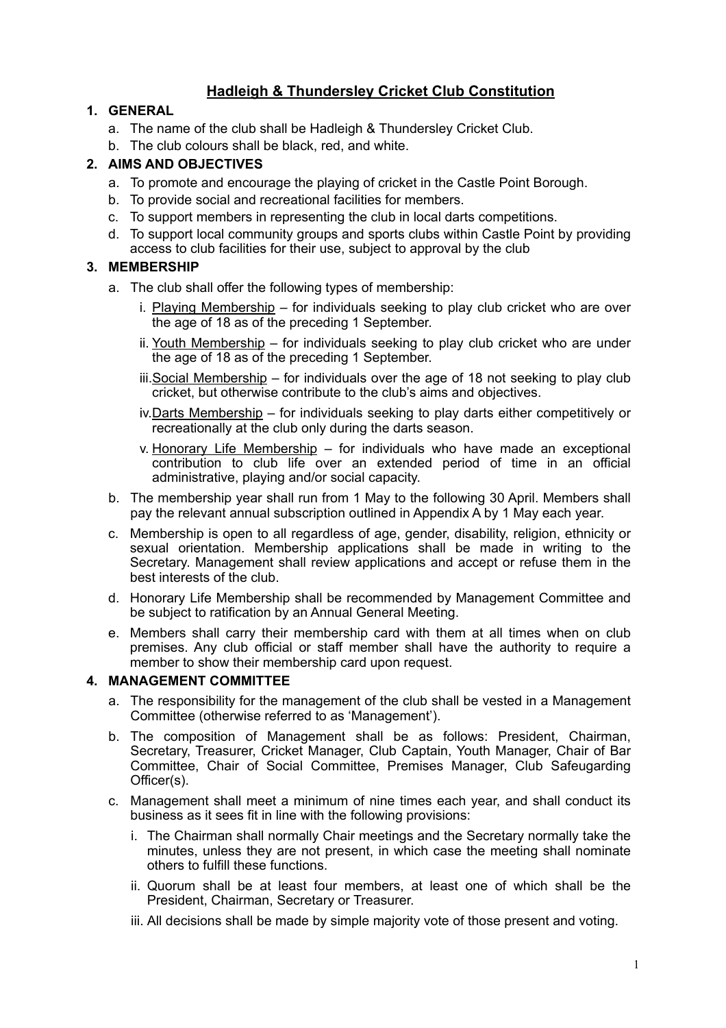# Hadleigh & Thundersley Cricket Club Constitution

## 1. GENERAL

a. The name of the club shall be Hadleigh & Thundersley Cricket Club.

b. The club colours shall be black, red, and white.

## 2. AIMS AND OBJECTIVES

a. To promote and encourage the playing of cricket in the Castle Point Borough.

b. To provide social and recreational facilities for members.

c. To support members in representing the club in local darts competitions.

d. To support local community groups and sports clubs within Castle Point by providing access to club facilities for their use, subject to approval by the club

## 3. MEMBERSHIP

a. The club shall offer the following types of membership:

   i. Playing Membership – for individuals seeking to play club cricket who are over the age of 18 as of the preceding 1 September.

   ii. Youth Membership – for individuals seeking to play club cricket who are under the age of 18 as of the preceding 1 September.

   iii. Social Membership – for individuals over the age of 18 not seeking to play club cricket, but otherwise contribute to the club's aims and objectives.

   iv. Darts Membership – for individuals seeking to play darts either competitively or recreationally at the club only during the darts season.

   v. Honorary Life Membership – for individuals who have made an exceptional contribution to club life over an extended period of time in an official administrative, playing and/or social capacity.

b. The membership year shall run from 1 May to the following 30 April. Members shall pay the relevant annual subscription outlined in Appendix A by 1 May each year.

c. Membership is open to all regardless of age, gender, disability, religion, ethnicity or sexual orientation. Membership applications shall be made in writing to the Secretary. Management shall review applications and accept or refuse them in the best interests of the club.

d. Honorary Life Membership shall be recommended by Management Committee and be subject to ratification by an Annual General Meeting.

e. Members shall carry their membership card with them at all times when on club premises. Any club official or staff member shall have the authority to require a member to show their membership card upon request.

## 4. MANAGEMENT COMMITTEE

a. The responsibility for the management of the club shall be vested in a Management Committee (otherwise referred to as 'Management').

b. The composition of Management shall be as follows: President, Chairman, Secretary, Treasurer, Cricket Manager, Club Captain, Youth Manager, Chair of Bar Committee, Chair of Social Committee, Premises Manager, Club Safeugarding Officer(s).

c. Management shall meet a minimum of nine times each year, and shall conduct its business as it sees fit in line with the following provisions:

   i. The Chairman shall normally Chair meetings and the Secretary normally take the minutes, unless they are not present, in which case the meeting shall nominate others to fulfill these functions.

   ii. Quorum shall be at least four members, at least one of which shall be the President, Chairman, Secretary or Treasurer.

   iii. All decisions shall be made by simple majority vote of those present and voting.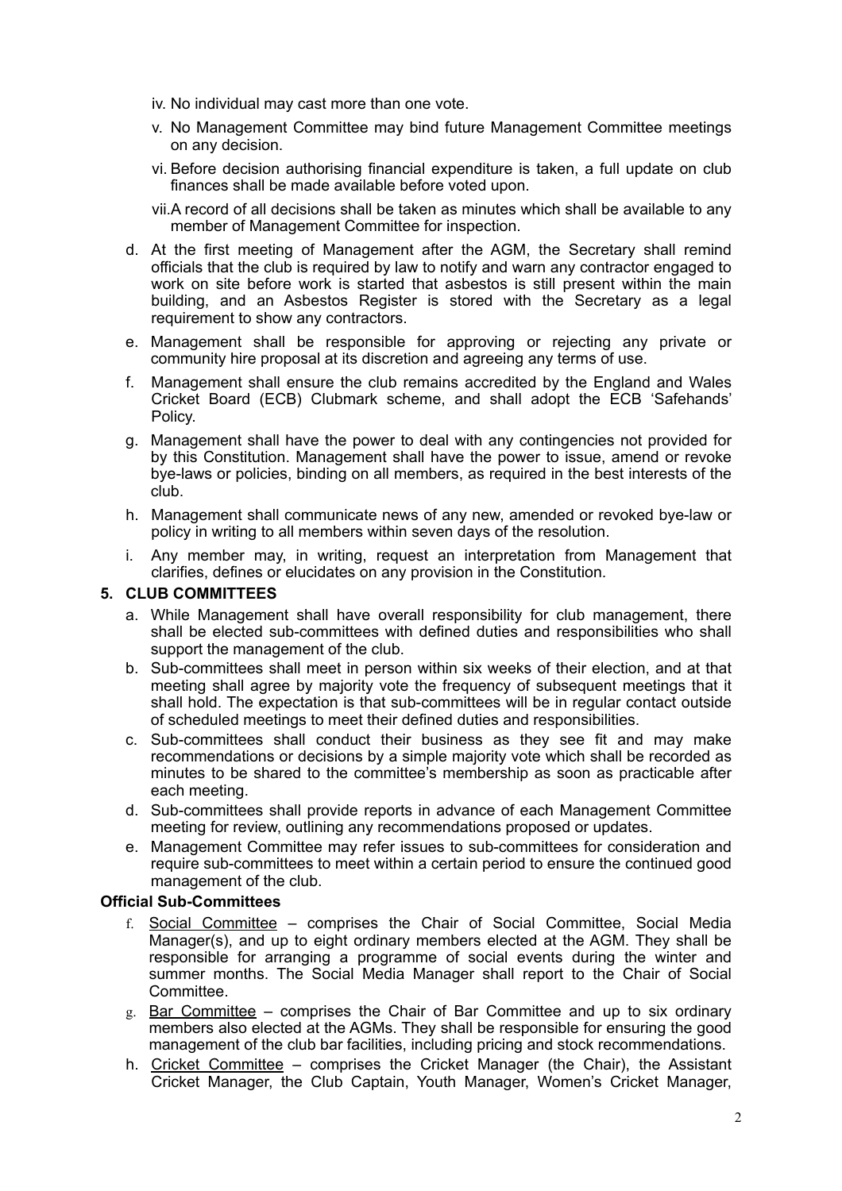iv. No individual may cast more than one vote.

v. No Management Committee may bind future Management Committee meetings on any decision.

vi. Before decision authorising financial expenditure is taken, a full update on club finances shall be made available before voted upon.

vii. A record of all decisions shall be taken as minutes which shall be available to any member of Management Committee for inspection.

d. At the first meeting of Management after the AGM, the Secretary shall remind officials that the club is required by law to notify and warn any contractor engaged to work on site before work is started that asbestos is still present within the main building, and an Asbestos Register is stored with the Secretary as a legal requirement to show any contractors.

e. Management shall be responsible for approving or rejecting any private or community hire proposal at its discretion and agreeing any terms of use.

f. Management shall ensure the club remains accredited by the England and Wales Cricket Board (ECB) Clubmark scheme, and shall adopt the ECB 'Safehands' Policy.

g. Management shall have the power to deal with any contingencies not provided for by this Constitution. Management shall have the power to issue, amend or revoke bye-laws or policies, binding on all members, as required in the best interests of the club.

h. Management shall communicate news of any new, amended or revoked bye-law or policy in writing to all members within seven days of the resolution.

i. Any member may, in writing, request an interpretation from Management that clarifies, defines or elucidates on any provision in the Constitution.

### 5. CLUB COMMITTEES

a. While Management shall have overall responsibility for club management, there shall be elected sub-committees with defined duties and responsibilities who shall support the management of the club.

b. Sub-committees shall meet in person within six weeks of their election, and at that meeting shall agree by majority vote the frequency of subsequent meetings that it shall hold. The expectation is that sub-committees will be in regular contact outside of scheduled meetings to meet their defined duties and responsibilities.

c. Sub-committees shall conduct their business as they see fit and may make recommendations or decisions by a simple majority vote which shall be recorded as minutes to be shared to the committee's membership as soon as practicable after each meeting.

d. Sub-committees shall provide reports in advance of each Management Committee meeting for review, outlining any recommendations proposed or updates.

e. Management Committee may refer issues to sub-committees for consideration and require sub-committees to meet within a certain period to ensure the continued good management of the club.

**Official Sub-Committees**

f. Social Committee – comprises the Chair of Social Committee, Social Media Manager(s), and up to eight ordinary members elected at the AGM. They shall be responsible for arranging a programme of social events during the winter and summer months. The Social Media Manager shall report to the Chair of Social Committee.

g. Bar Committee – comprises the Chair of Bar Committee and up to six ordinary members also elected at the AGMs. They shall be responsible for ensuring the good management of the club bar facilities, including pricing and stock recommendations.

h. Cricket Committee – comprises the Cricket Manager (the Chair), the Assistant Cricket Manager, the Club Captain, Youth Manager, Women's Cricket Manager,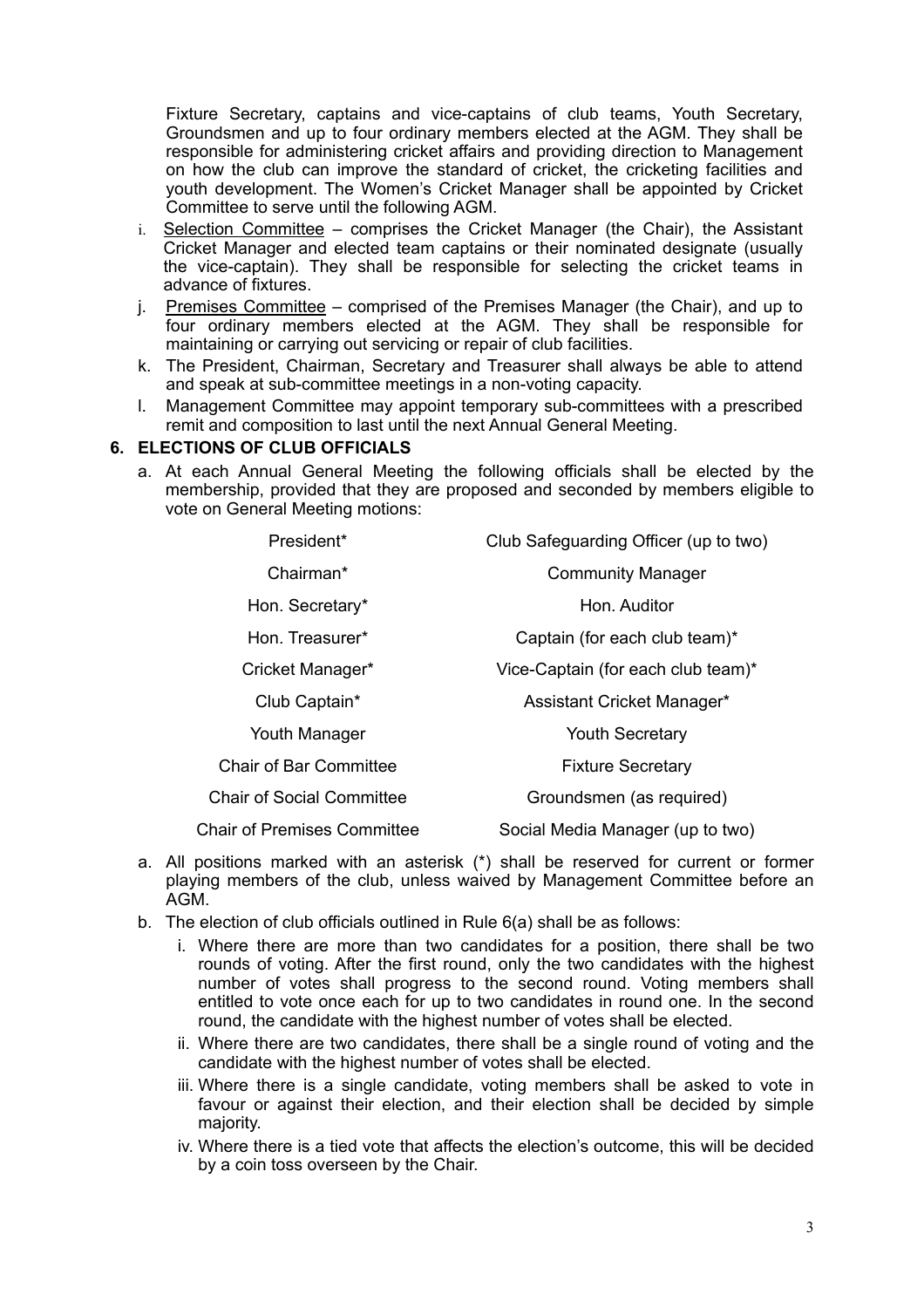Fixture Secretary, captains and vice-captains of club teams, Youth Secretary, Groundsmen and up to four ordinary members elected at the AGM. They shall be responsible for administering cricket affairs and providing direction to Management on how the club can improve the standard of cricket, the cricketing facilities and youth development. The Women's Cricket Manager shall be appointed by Cricket Committee to serve until the following AGM.

i. Selection Committee – comprises the Cricket Manager (the Chair), the Assistant Cricket Manager and elected team captains or their nominated designate (usually the vice-captain). They shall be responsible for selecting the cricket teams in advance of fixtures.

j. Premises Committee – comprised of the Premises Manager (the Chair), and up to four ordinary members elected at the AGM. They shall be responsible for maintaining or carrying out servicing or repair of club facilities.

k. The President, Chairman, Secretary and Treasurer shall always be able to attend and speak at sub-committee meetings in a non-voting capacity.

l. Management Committee may appoint temporary sub-committees with a prescribed remit and composition to last until the next Annual General Meeting.

### 6. ELECTIONS OF CLUB OFFICIALS

a. At each Annual General Meeting the following officials shall be elected by the membership, provided that they are proposed and seconded by members eligible to vote on General Meeting motions:

| | |
|---|---|
| President* | Club Safeguarding Officer (up to two) |
| Chairman* | Community Manager |
| Hon. Secretary* | Hon. Auditor |
| Hon. Treasurer* | Captain (for each club team)* |
| Cricket Manager* | Vice-Captain (for each club team)* |
| Club Captain* | Assistant Cricket Manager* |
| Youth Manager | Youth Secretary |
| Chair of Bar Committee | Fixture Secretary |
| Chair of Social Committee | Groundsmen (as required) |
| Chair of Premises Committee | Social Media Manager (up to two) |

a. All positions marked with an asterisk (*) shall be reserved for current or former playing members of the club, unless waived by Management Committee before an AGM.

b. The election of club officials outlined in Rule 6(a) shall be as follows:

   i. Where there are more than two candidates for a position, there shall be two rounds of voting. After the first round, only the two candidates with the highest number of votes shall progress to the second round. Voting members shall entitled to vote once each for up to two candidates in round one. In the second round, the candidate with the highest number of votes shall be elected.

   ii. Where there are two candidates, there shall be a single round of voting and the candidate with the highest number of votes shall be elected.

   iii. Where there is a single candidate, voting members shall be asked to vote in favour or against their election, and their election shall be decided by simple majority.

   iv. Where there is a tied vote that affects the election's outcome, this will be decided by a coin toss overseen by the Chair.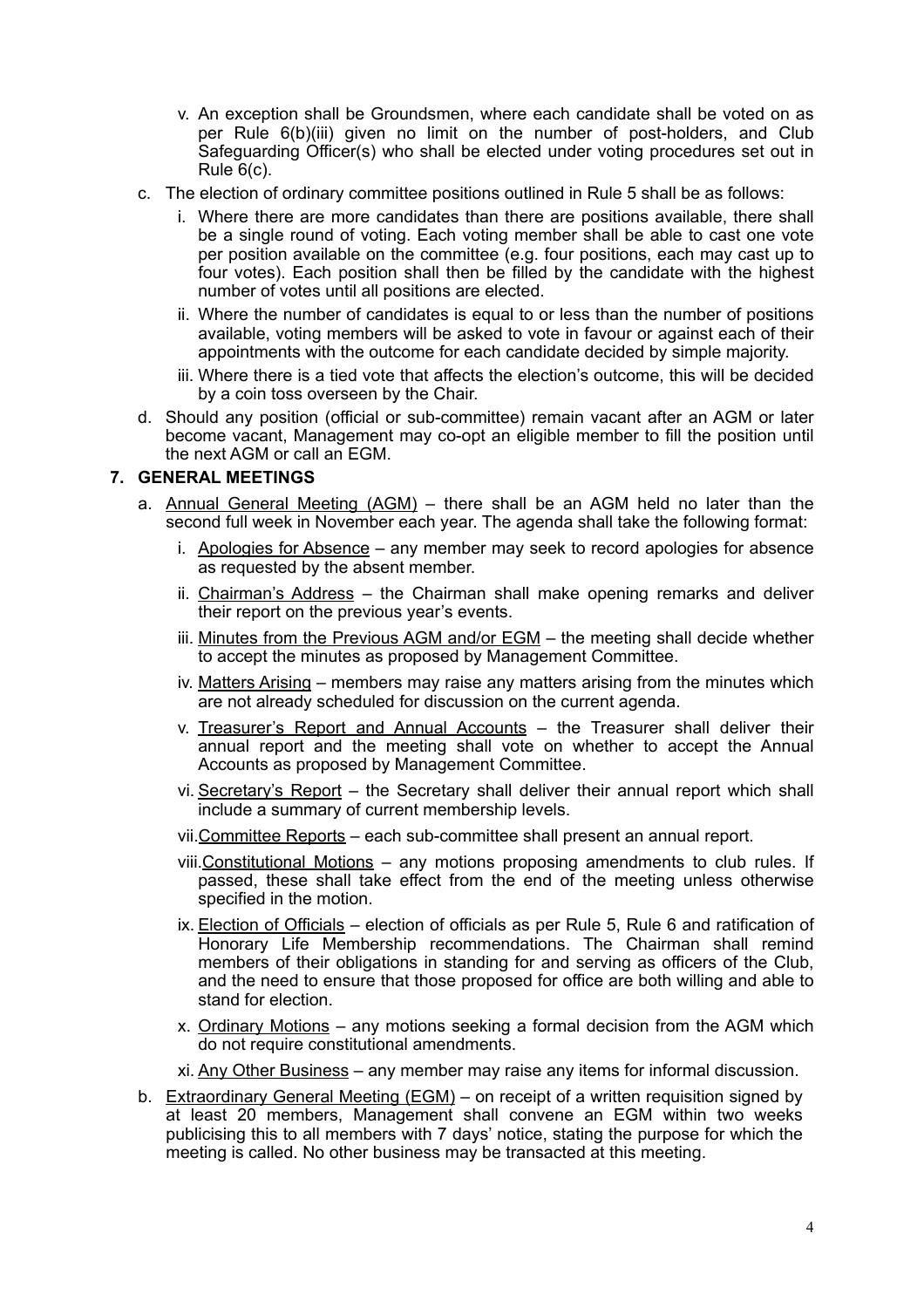v. An exception shall be Groundsmen, where each candidate shall be voted on as per Rule 6(b)(iii) given no limit on the number of post-holders, and Club Safeguarding Officer(s) who shall be elected under voting procedures set out in Rule 6(c).

c. The election of ordinary committee positions outlined in Rule 5 shall be as follows:

   i. Where there are more candidates than there are positions available, there shall be a single round of voting. Each voting member shall be able to cast one vote per position available on the committee (e.g. four positions, each may cast up to four votes). Each position shall then be filled by the candidate with the highest number of votes until all positions are elected.

   ii. Where the number of candidates is equal to or less than the number of positions available, voting members will be asked to vote in favour or against each of their appointments with the outcome for each candidate decided by simple majority.

   iii. Where there is a tied vote that affects the election's outcome, this will be decided by a coin toss overseen by the Chair.

d. Should any position (official or sub-committee) remain vacant after an AGM or later become vacant, Management may co-opt an eligible member to fill the position until the next AGM or call an EGM.

## 7. GENERAL MEETINGS

a. Annual General Meeting (AGM) – there shall be an AGM held no later than the second full week in November each year. The agenda shall take the following format:

   i. Apologies for Absence – any member may seek to record apologies for absence as requested by the absent member.

   ii. Chairman's Address – the Chairman shall make opening remarks and deliver their report on the previous year's events.

   iii. Minutes from the Previous AGM and/or EGM – the meeting shall decide whether to accept the minutes as proposed by Management Committee.

   iv. Matters Arising – members may raise any matters arising from the minutes which are not already scheduled for discussion on the current agenda.

   v. Treasurer's Report and Annual Accounts – the Treasurer shall deliver their annual report and the meeting shall vote on whether to accept the Annual Accounts as proposed by Management Committee.

   vi. Secretary's Report – the Secretary shall deliver their annual report which shall include a summary of current membership levels.

   vii. Committee Reports – each sub-committee shall present an annual report.

   viii. Constitutional Motions – any motions proposing amendments to club rules. If passed, these shall take effect from the end of the meeting unless otherwise specified in the motion.

   ix. Election of Officials – election of officials as per Rule 5, Rule 6 and ratification of Honorary Life Membership recommendations. The Chairman shall remind members of their obligations in standing for and serving as officers of the Club, and the need to ensure that those proposed for office are both willing and able to stand for election.

   x. Ordinary Motions – any motions seeking a formal decision from the AGM which do not require constitutional amendments.

   xi. Any Other Business – any member may raise any items for informal discussion.

b. Extraordinary General Meeting (EGM) – on receipt of a written requisition signed by at least 20 members, Management shall convene an EGM within two weeks publicising this to all members with 7 days' notice, stating the purpose for which the meeting is called. No other business may be transacted at this meeting.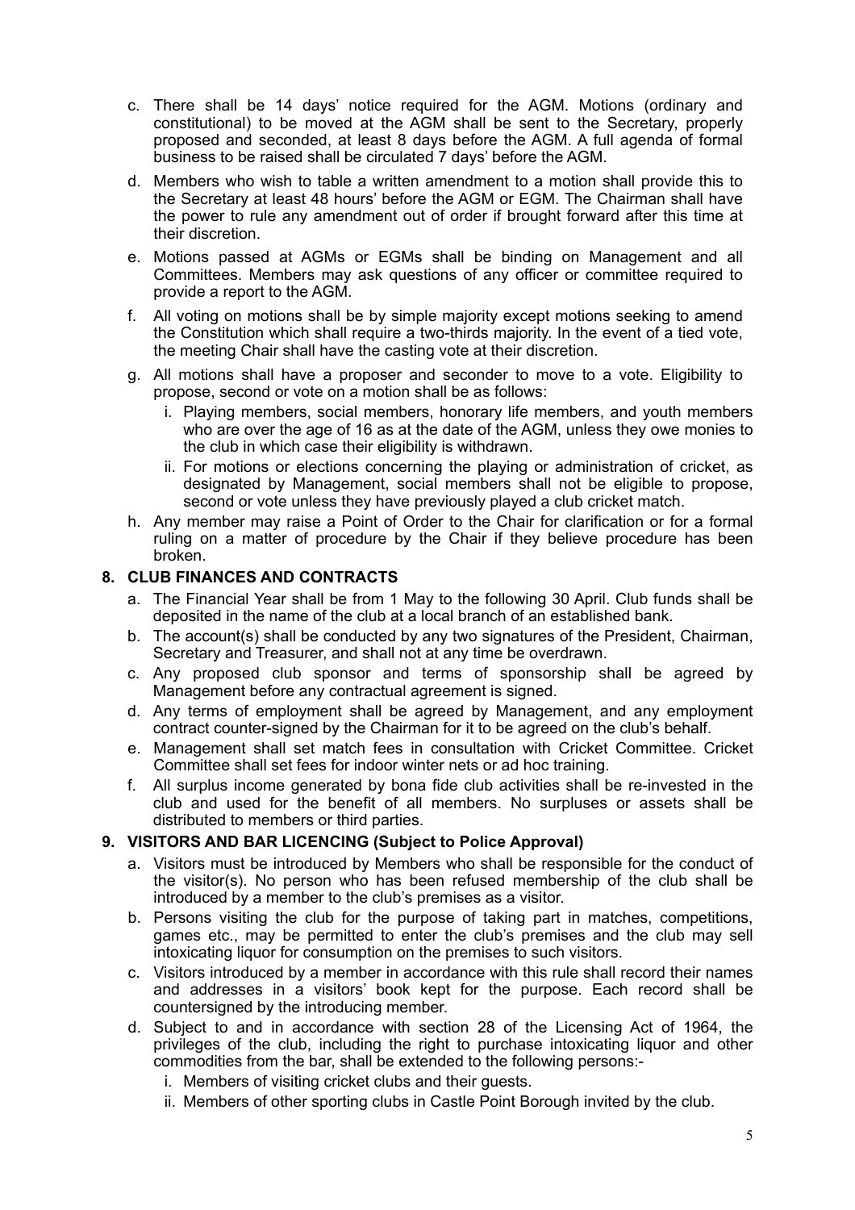c. There shall be 14 days' notice required for the AGM. Motions (ordinary and constitutional) to be moved at the AGM shall be sent to the Secretary, properly proposed and seconded, at least 8 days before the AGM. A full agenda of formal business to be raised shall be circulated 7 days' before the AGM.

d. Members who wish to table a written amendment to a motion shall provide this to the Secretary at least 48 hours' before the AGM or EGM. The Chairman shall have the power to rule any amendment out of order if brought forward after this time at their discretion.

e. Motions passed at AGMs or EGMs shall be binding on Management and all Committees. Members may ask questions of any officer or committee required to provide a report to the AGM.

f. All voting on motions shall be by simple majority except motions seeking to amend the Constitution which shall require a two-thirds majority. In the event of a tied vote, the meeting Chair shall have the casting vote at their discretion.

g. All motions shall have a proposer and seconder to move to a vote. Eligibility to propose, second or vote on a motion shall be as follows:

   i. Playing members, social members, honorary life members, and youth members who are over the age of 16 as at the date of the AGM, unless they owe monies to the club in which case their eligibility is withdrawn.

   ii. For motions or elections concerning the playing or administration of cricket, as designated by Management, social members shall not be eligible to propose, second or vote unless they have previously played a club cricket match.

h. Any member may raise a Point of Order to the Chair for clarification or for a formal ruling on a matter of procedure by the Chair if they believe procedure has been broken.

## 8. CLUB FINANCES AND CONTRACTS

a. The Financial Year shall be from 1 May to the following 30 April. Club funds shall be deposited in the name of the club at a local branch of an established bank.

b. The account(s) shall be conducted by any two signatures of the President, Chairman, Secretary and Treasurer, and shall not at any time be overdrawn.

c. Any proposed club sponsor and terms of sponsorship shall be agreed by Management before any contractual agreement is signed.

d. Any terms of employment shall be agreed by Management, and any employment contract counter-signed by the Chairman for it to be agreed on the club's behalf.

e. Management shall set match fees in consultation with Cricket Committee. Cricket Committee shall set fees for indoor winter nets or ad hoc training.

f. All surplus income generated by bona fide club activities shall be re-invested in the club and used for the benefit of all members. No surpluses or assets shall be distributed to members or third parties.

## 9. VISITORS AND BAR LICENCING (Subject to Police Approval)

a. Visitors must be introduced by Members who shall be responsible for the conduct of the visitor(s). No person who has been refused membership of the club shall be introduced by a member to the club's premises as a visitor.

b. Persons visiting the club for the purpose of taking part in matches, competitions, games etc., may be permitted to enter the club's premises and the club may sell intoxicating liquor for consumption on the premises to such visitors.

c. Visitors introduced by a member in accordance with this rule shall record their names and addresses in a visitors' book kept for the purpose. Each record shall be countersigned by the introducing member.

d. Subject to and in accordance with section 28 of the Licensing Act of 1964, the privileges of the club, including the right to purchase intoxicating liquor and other commodities from the bar, shall be extended to the following persons:-

   i. Members of visiting cricket clubs and their guests.

   ii. Members of other sporting clubs in Castle Point Borough invited by the club.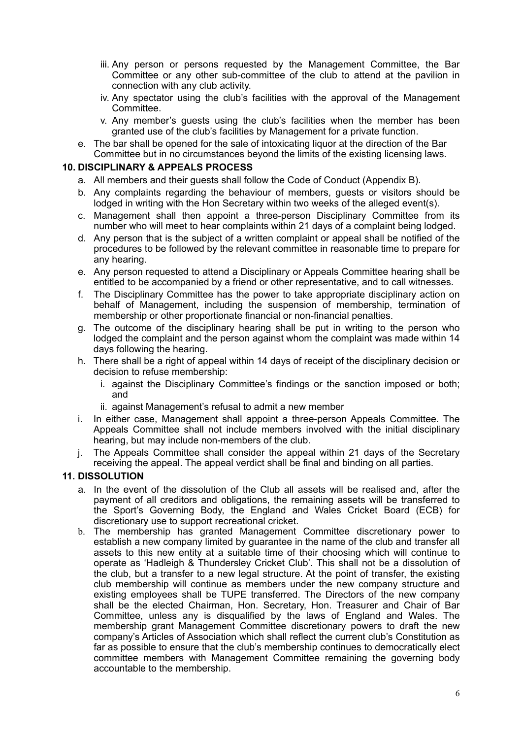iii. Any person or persons requested by the Management Committee, the Bar Committee or any other sub-committee of the club to attend at the pavilion in connection with any club activity.
iv. Any spectator using the club's facilities with the approval of the Management Committee.
v. Any member's guests using the club's facilities when the member has been granted use of the club's facilities by Management for a private function.

e. The bar shall be opened for the sale of intoxicating liquor at the direction of the Bar Committee but in no circumstances beyond the limits of the existing licensing laws.

### 10. DISCIPLINARY & APPEALS PROCESS

a. All members and their guests shall follow the Code of Conduct (Appendix B).
b. Any complaints regarding the behaviour of members, guests or visitors should be lodged in writing with the Hon Secretary within two weeks of the alleged event(s).
c. Management shall then appoint a three-person Disciplinary Committee from its number who will meet to hear complaints within 21 days of a complaint being lodged.
d. Any person that is the subject of a written complaint or appeal shall be notified of the procedures to be followed by the relevant committee in reasonable time to prepare for any hearing.
e. Any person requested to attend a Disciplinary or Appeals Committee hearing shall be entitled to be accompanied by a friend or other representative, and to call witnesses.
f. The Disciplinary Committee has the power to take appropriate disciplinary action on behalf of Management, including the suspension of membership, termination of membership or other proportionate financial or non-financial penalties.
g. The outcome of the disciplinary hearing shall be put in writing to the person who lodged the complaint and the person against whom the complaint was made within 14 days following the hearing.
h. There shall be a right of appeal within 14 days of receipt of the disciplinary decision or decision to refuse membership:
   i. against the Disciplinary Committee's findings or the sanction imposed or both; and
   ii. against Management's refusal to admit a new member
i. In either case, Management shall appoint a three-person Appeals Committee. The Appeals Committee shall not include members involved with the initial disciplinary hearing, but may include non-members of the club.
j. The Appeals Committee shall consider the appeal within 21 days of the Secretary receiving the appeal. The appeal verdict shall be final and binding on all parties.

### 11. DISSOLUTION

a. In the event of the dissolution of the Club all assets will be realised and, after the payment of all creditors and obligations, the remaining assets will be transferred to the Sport's Governing Body, the England and Wales Cricket Board (ECB) for discretionary use to support recreational cricket.
b. The membership has granted Management Committee discretionary power to establish a new company limited by guarantee in the name of the club and transfer all assets to this new entity at a suitable time of their choosing which will continue to operate as 'Hadleigh & Thundersley Cricket Club'. This shall not be a dissolution of the club, but a transfer to a new legal structure. At the point of transfer, the existing club membership will continue as members under the new company structure and existing employees shall be TUPE transferred. The Directors of the new company shall be the elected Chairman, Hon. Secretary, Hon. Treasurer and Chair of Bar Committee, unless any is disqualified by the laws of England and Wales. The membership grant Management Committee discretionary powers to draft the new company's Articles of Association which shall reflect the current club's Constitution as far as possible to ensure that the club's membership continues to democratically elect committee members with Management Committee remaining the governing body accountable to the membership.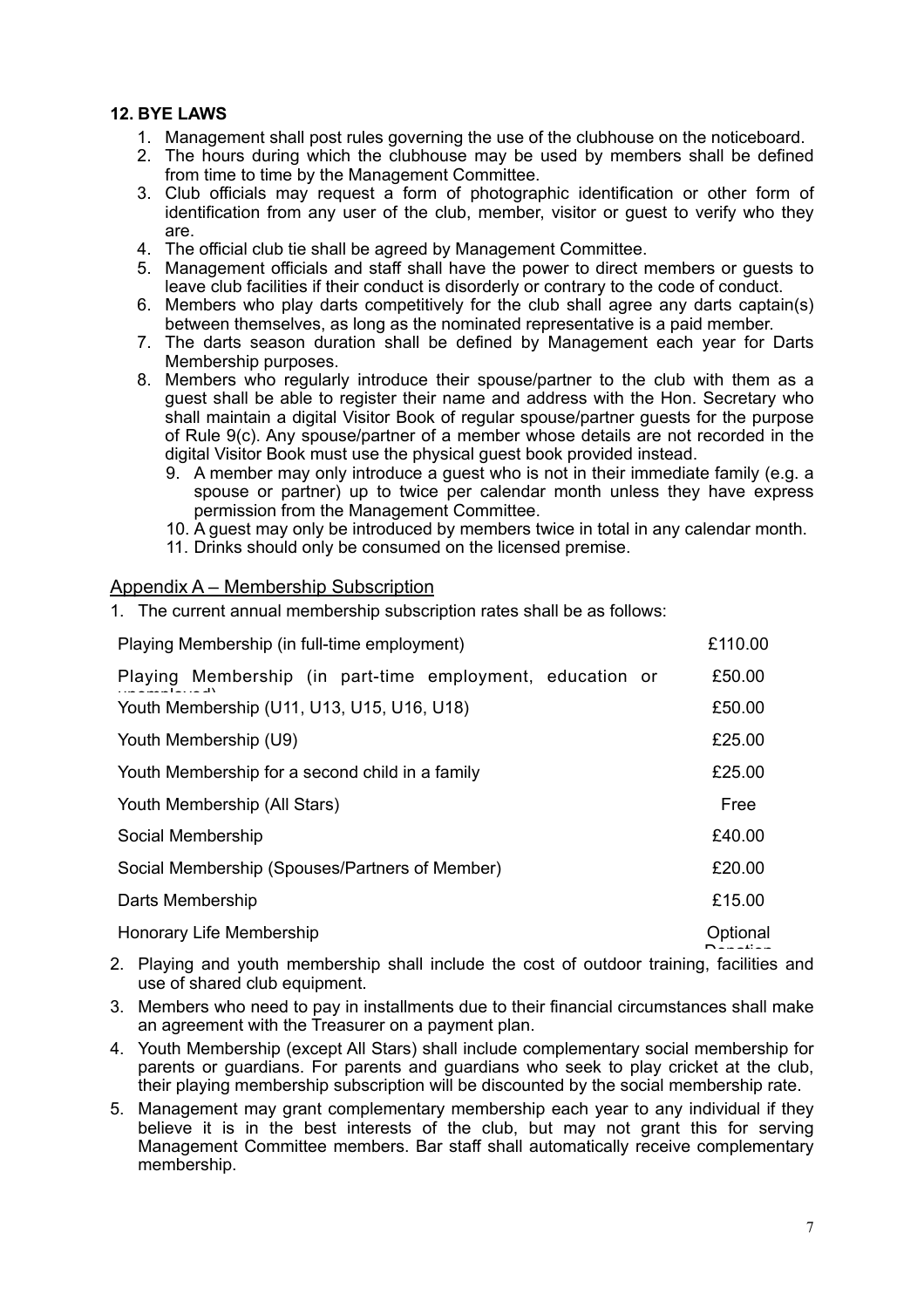**12. BYE LAWS**

1. Management shall post rules governing the use of the clubhouse on the noticeboard.
2. The hours during which the clubhouse may be used by members shall be defined from time to time by the Management Committee.
3. Club officials may request a form of photographic identification or other form of identification from any user of the club, member, visitor or guest to verify who they are.
4. The official club tie shall be agreed by Management Committee.
5. Management officials and staff shall have the power to direct members or guests to leave club facilities if their conduct is disorderly or contrary to the code of conduct.
6. Members who play darts competitively for the club shall agree any darts captain(s) between themselves, as long as the nominated representative is a paid member.
7. The darts season duration shall be defined by Management each year for Darts Membership purposes.
8. Members who regularly introduce their spouse/partner to the club with them as a guest shall be able to register their name and address with the Hon. Secretary who shall maintain a digital Visitor Book of regular spouse/partner guests for the purpose of Rule 9(c). Any spouse/partner of a member whose details are not recorded in the digital Visitor Book must use the physical guest book provided instead.
    9. A member may only introduce a guest who is not in their immediate family (e.g. a spouse or partner) up to twice per calendar month unless they have express permission from the Management Committee.
    10. A guest may only be introduced by members twice in total in any calendar month.
    11. Drinks should only be consumed on the licensed premise.

## Appendix A – Membership Subscription

1. The current annual membership subscription rates shall be as follows:

| | |
|---|---|
| Playing Membership (in full-time employment) | £110.00 |
| Playing Membership (in part-time employment, education or unemployed) | £50.00 |
| Youth Membership (U11, U13, U15, U16, U18) | £50.00 |
| Youth Membership (U9) | £25.00 |
| Youth Membership for a second child in a family | £25.00 |
| Youth Membership (All Stars) | Free |
| Social Membership | £40.00 |
| Social Membership (Spouses/Partners of Member) | £20.00 |
| Darts Membership | £15.00 |
| Honorary Life Membership | Optional Donation |

2. Playing and youth membership shall include the cost of outdoor training, facilities and use of shared club equipment.
3. Members who need to pay in installments due to their financial circumstances shall make an agreement with the Treasurer on a payment plan.
4. Youth Membership (except All Stars) shall include complementary social membership for parents or guardians. For parents and guardians who seek to play cricket at the club, their playing membership subscription will be discounted by the social membership rate.
5. Management may grant complementary membership each year to any individual if they believe it is in the best interests of the club, but may not grant this for serving Management Committee members. Bar staff shall automatically receive complementary membership.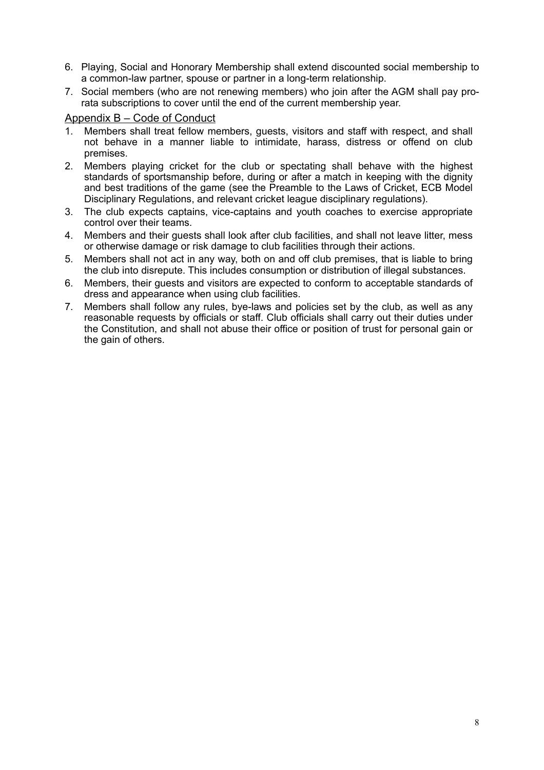6. Playing, Social and Honorary Membership shall extend discounted social membership to a common-law partner, spouse or partner in a long-term relationship.
7. Social members (who are not renewing members) who join after the AGM shall pay pro-rata subscriptions to cover until the end of the current membership year.

## Appendix B – Code of Conduct

1. Members shall treat fellow members, guests, visitors and staff with respect, and shall not behave in a manner liable to intimidate, harass, distress or offend on club premises.
2. Members playing cricket for the club or spectating shall behave with the highest standards of sportsmanship before, during or after a match in keeping with the dignity and best traditions of the game (see the Preamble to the Laws of Cricket, ECB Model Disciplinary Regulations, and relevant cricket league disciplinary regulations).
3. The club expects captains, vice-captains and youth coaches to exercise appropriate control over their teams.
4. Members and their guests shall look after club facilities, and shall not leave litter, mess or otherwise damage or risk damage to club facilities through their actions.
5. Members shall not act in any way, both on and off club premises, that is liable to bring the club into disrepute. This includes consumption or distribution of illegal substances.
6. Members, their guests and visitors are expected to conform to acceptable standards of dress and appearance when using club facilities.
7. Members shall follow any rules, bye-laws and policies set by the club, as well as any reasonable requests by officials or staff. Club officials shall carry out their duties under the Constitution, and shall not abuse their office or position of trust for personal gain or the gain of others.